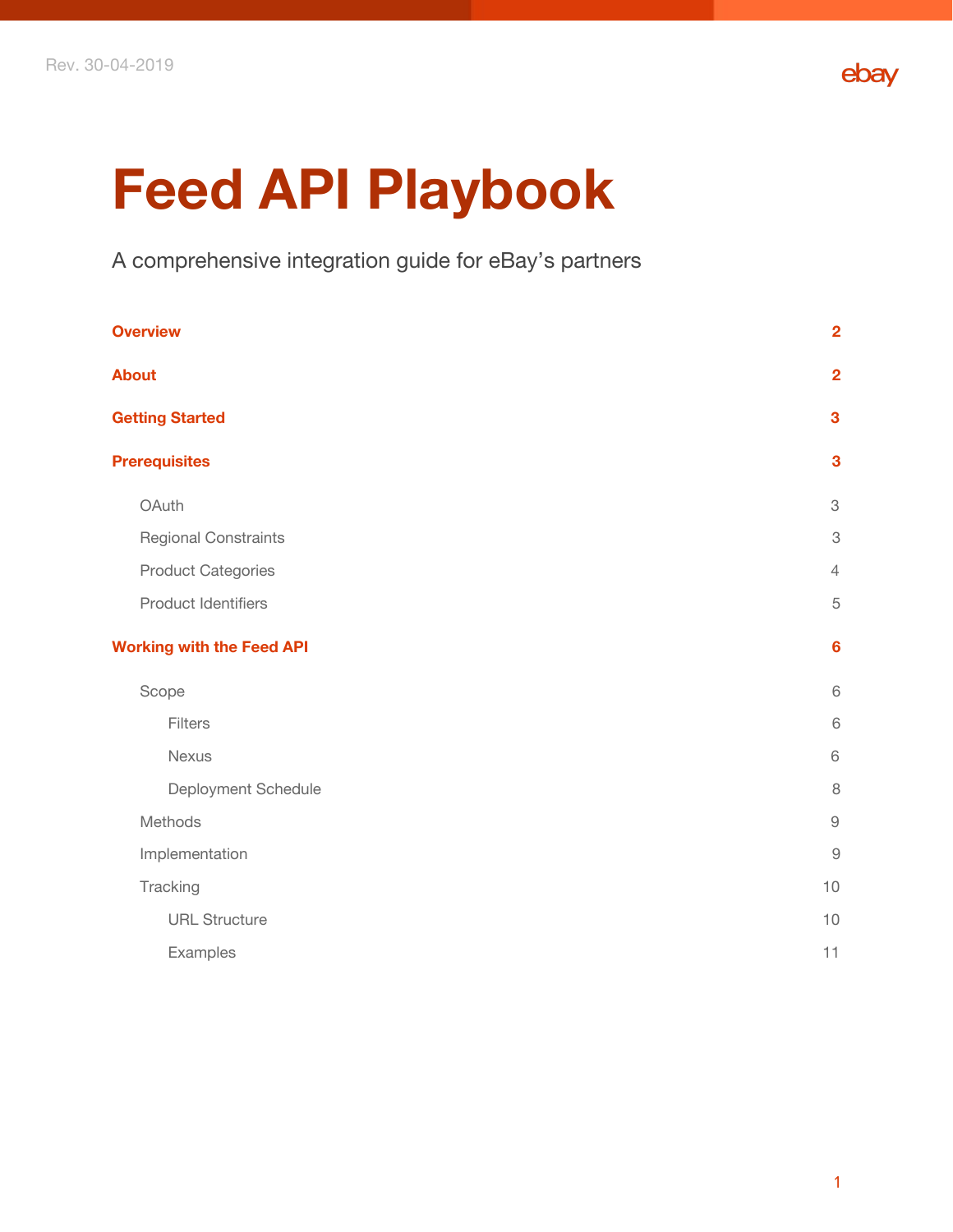Rev. 30-04-2019

# Feed API Playbook

A comprehensive integration guide for eBay's partners

| | |
|---|---|
| **Overview** | **2** |
| **About** | **2** |
| **Getting Started** | **3** |
| **Prerequisites** | **3** |
| OAuth | 3 |
| Regional Constraints | 3 |
| Product Categories | 4 |
| Product Identifiers | 5 |
| **Working with the Feed API** | **6** |
| Scope | 6 |
| Filters | 6 |
| Nexus | 6 |
| Deployment Schedule | 8 |
| Methods | 9 |
| Implementation | 9 |
| Tracking | 10 |
| URL Structure | 10 |
| Examples | 11 |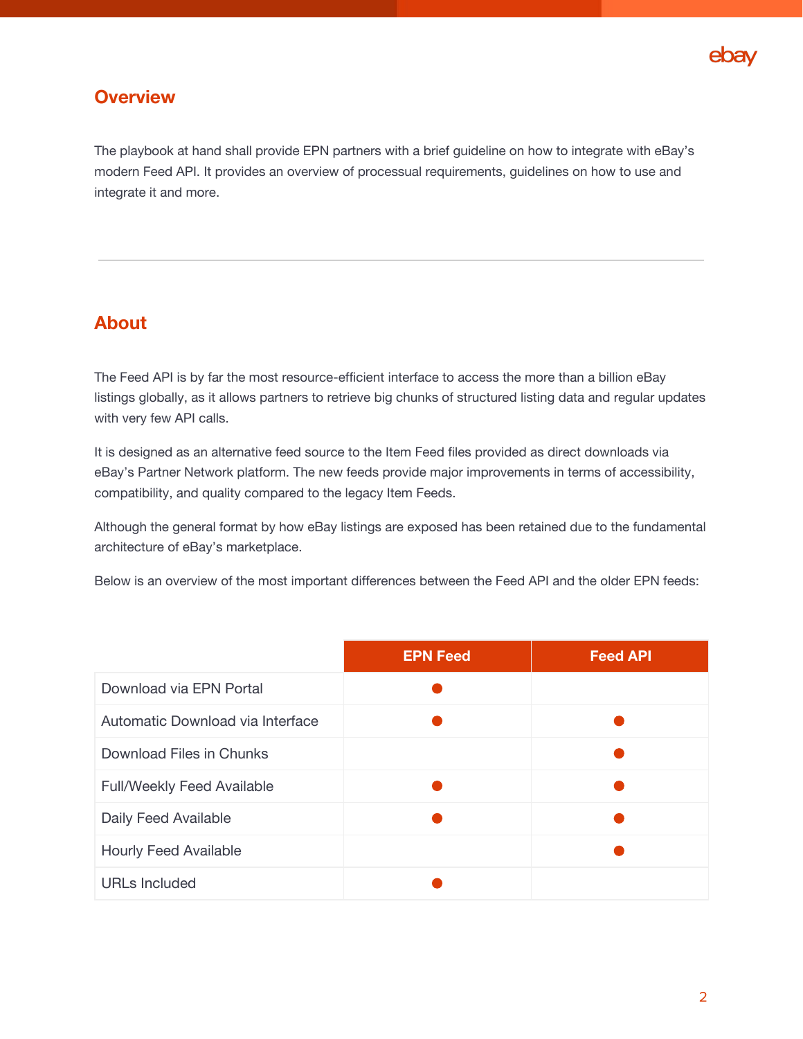## Overview

The playbook at hand shall provide EPN partners with a brief guideline on how to integrate with eBay's modern Feed API. It provides an overview of processual requirements, guidelines on how to use and integrate it and more.

---

## About

The Feed API is by far the most resource-efficient interface to access the more than a billion eBay listings globally, as it allows partners to retrieve big chunks of structured listing data and regular updates with very few API calls.

It is designed as an alternative feed source to the Item Feed files provided as direct downloads via eBay's Partner Network platform. The new feeds provide major improvements in terms of accessibility, compatibility, and quality compared to the legacy Item Feeds.

Although the general format by how eBay listings are exposed has been retained due to the fundamental architecture of eBay's marketplace.

Below is an overview of the most important differences between the Feed API and the older EPN feeds:

| | EPN Feed | Feed API |
|---|---|---|
| Download via EPN Portal | ● | |
| Automatic Download via Interface | ● | ● |
| Download Files in Chunks | | ● |
| Full/Weekly Feed Available | ● | ● |
| Daily Feed Available | ● | ● |
| Hourly Feed Available | | ● |
| URLs Included | ● | |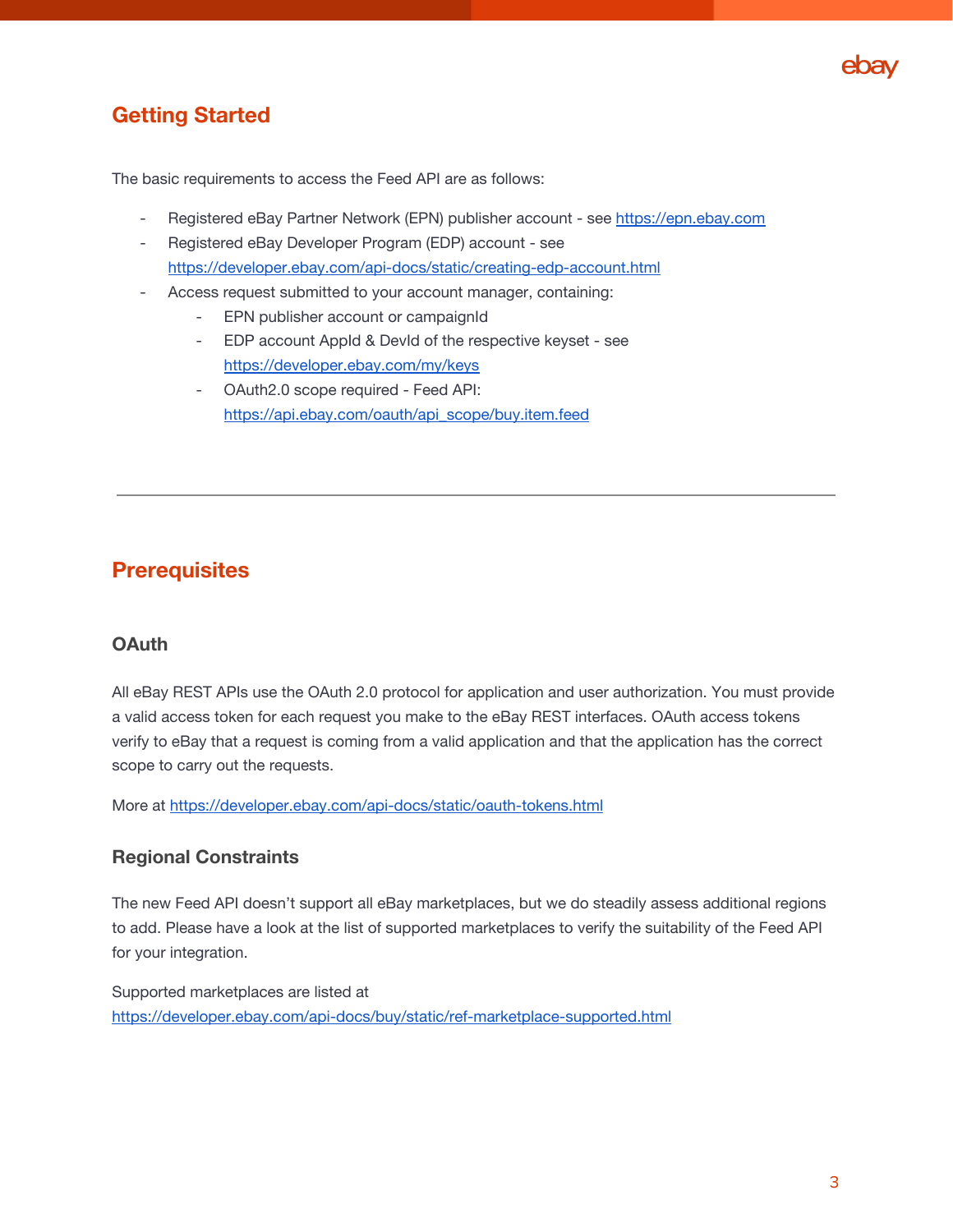## Getting Started

The basic requirements to access the Feed API are as follows:

- Registered eBay Partner Network (EPN) publisher account - see https://epn.ebay.com
- Registered eBay Developer Program (EDP) account - see https://developer.ebay.com/api-docs/static/creating-edp-account.html
- Access request submitted to your account manager, containing:
  - EPN publisher account or campaignId
  - EDP account AppId & DevId of the respective keyset - see https://developer.ebay.com/my/keys
  - OAuth2.0 scope required - Feed API: https://api.ebay.com/oauth/api_scope/buy.item.feed

---

## Prerequisites

### OAuth

All eBay REST APIs use the OAuth 2.0 protocol for application and user authorization. You must provide a valid access token for each request you make to the eBay REST interfaces. OAuth access tokens verify to eBay that a request is coming from a valid application and that the application has the correct scope to carry out the requests.

More at https://developer.ebay.com/api-docs/static/oauth-tokens.html

### Regional Constraints

The new Feed API doesn't support all eBay marketplaces, but we do steadily assess additional regions to add. Please have a look at the list of supported marketplaces to verify the suitability of the Feed API for your integration.

Supported marketplaces are listed at https://developer.ebay.com/api-docs/buy/static/ref-marketplace-supported.html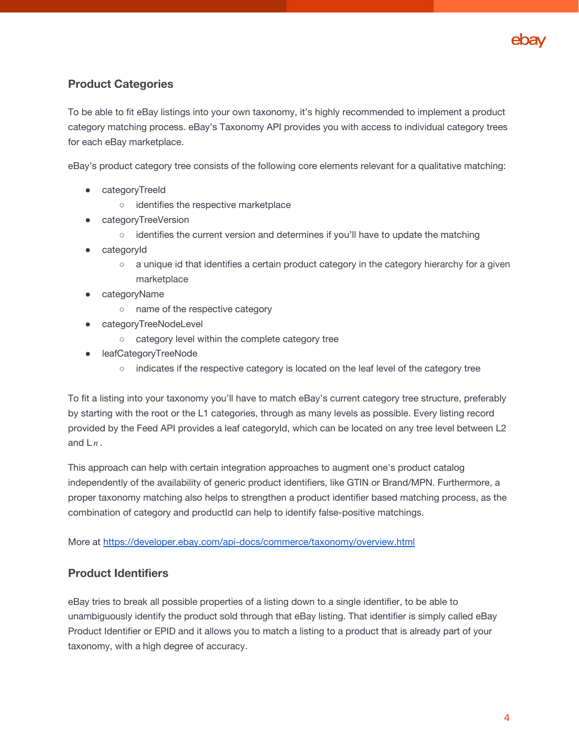## Product Categories

To be able to fit eBay listings into your own taxonomy, it's highly recommended to implement a product category matching process. eBay's Taxonomy API provides you with access to individual category trees for each eBay marketplace.

eBay's product category tree consists of the following core elements relevant for a qualitative matching:

- categoryTreeId
  - identifies the respective marketplace
- categoryTreeVersion
  - identifies the current version and determines if you'll have to update the matching
- categoryId
  - a unique id that identifies a certain product category in the category hierarchy for a given marketplace
- categoryName
  - name of the respective category
- categoryTreeNodeLevel
  - category level within the complete category tree
- leafCategoryTreeNode
  - indicates if the respective category is located on the leaf level of the category tree

To fit a listing into your taxonomy you'll have to match eBay's current category tree structure, preferably by starting with the root or the L1 categories, through as many levels as possible. Every listing record provided by the Feed API provides a leaf categoryId, which can be located on any tree level between L2 and $L_n$.

This approach can help with certain integration approaches to augment one's product catalog independently of the availability of generic product identifiers, like GTIN or Brand/MPN. Furthermore, a proper taxonomy matching also helps to strengthen a product identifier based matching process, as the combination of category and productId can help to identify false-positive matchings.

More at https://developer.ebay.com/api-docs/commerce/taxonomy/overview.html

## Product Identifiers

eBay tries to break all possible properties of a listing down to a single identifier, to be able to unambiguously identify the product sold through that eBay listing. That identifier is simply called eBay Product Identifier or EPID and it allows you to match a listing to a product that is already part of your taxonomy, with a high degree of accuracy.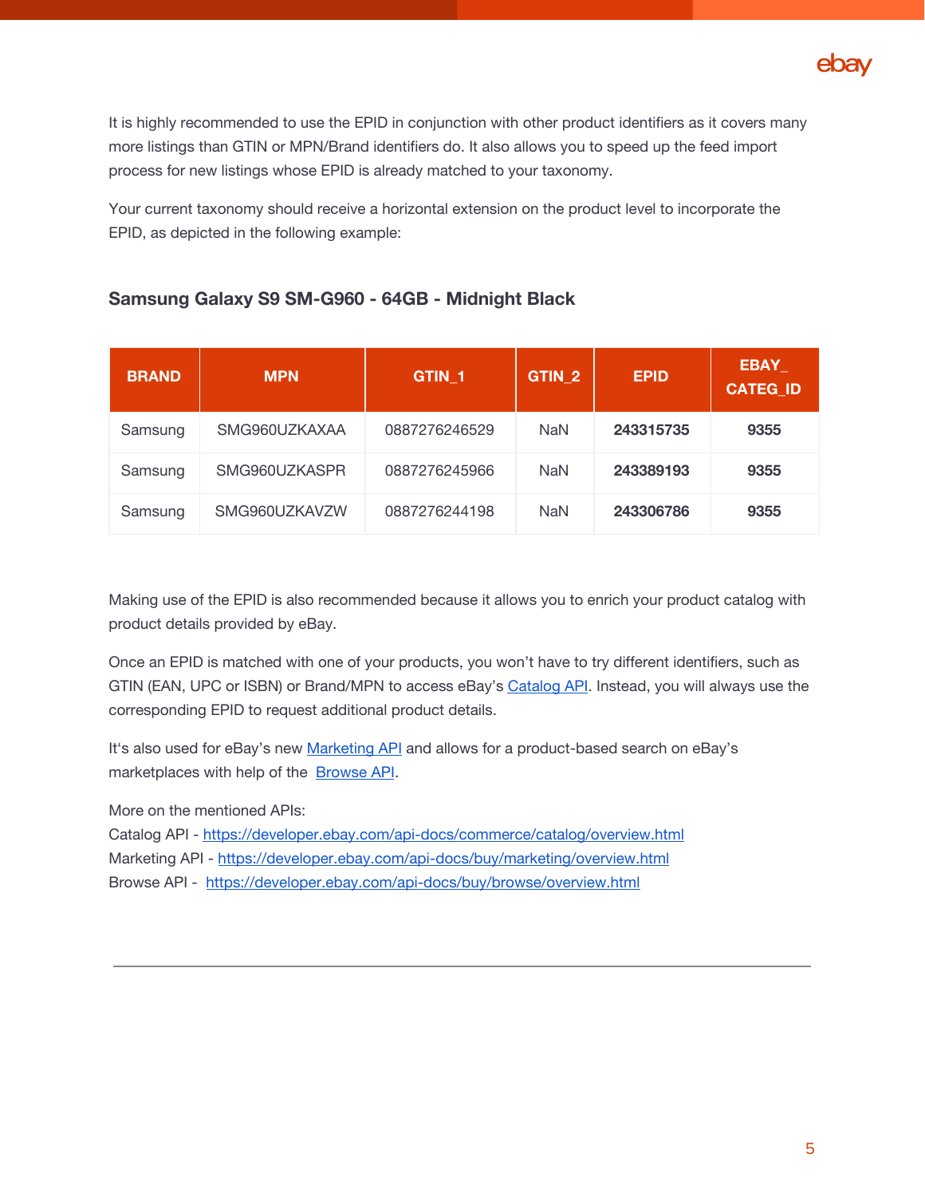It is highly recommended to use the EPID in conjunction with other product identifiers as it covers many more listings than GTIN or MPN/Brand identifiers do. It also allows you to speed up the feed import process for new listings whose EPID is already matched to your taxonomy.

Your current taxonomy should receive a horizontal extension on the product level to incorporate the EPID, as depicted in the following example:

### Samsung Galaxy S9 SM-G960 - 64GB - Midnight Black

| BRAND | MPN | GTIN_1 | GTIN_2 | EPID | EBAY_CATEG_ID |
| --- | --- | --- | --- | --- | --- |
| Samsung | SMG960UZKAXAA | 0887276246529 | NaN | **243315735** | **9355** |
| Samsung | SMG960UZKASPR | 0887276245966 | NaN | **243389193** | **9355** |
| Samsung | SMG960UZKAVZW | 0887276244198 | NaN | **243306786** | **9355** |

Making use of the EPID is also recommended because it allows you to enrich your product catalog with product details provided by eBay.

Once an EPID is matched with one of your products, you won't have to try different identifiers, such as GTIN (EAN, UPC or ISBN) or Brand/MPN to access eBay's Catalog API. Instead, you will always use the corresponding EPID to request additional product details.

It's also used for eBay's new Marketing API and allows for a product-based search on eBay's marketplaces with help of the Browse API.

More on the mentioned APIs:
Catalog API - https://developer.ebay.com/api-docs/commerce/catalog/overview.html
Marketing API - https://developer.ebay.com/api-docs/buy/marketing/overview.html
Browse API - https://developer.ebay.com/api-docs/buy/browse/overview.html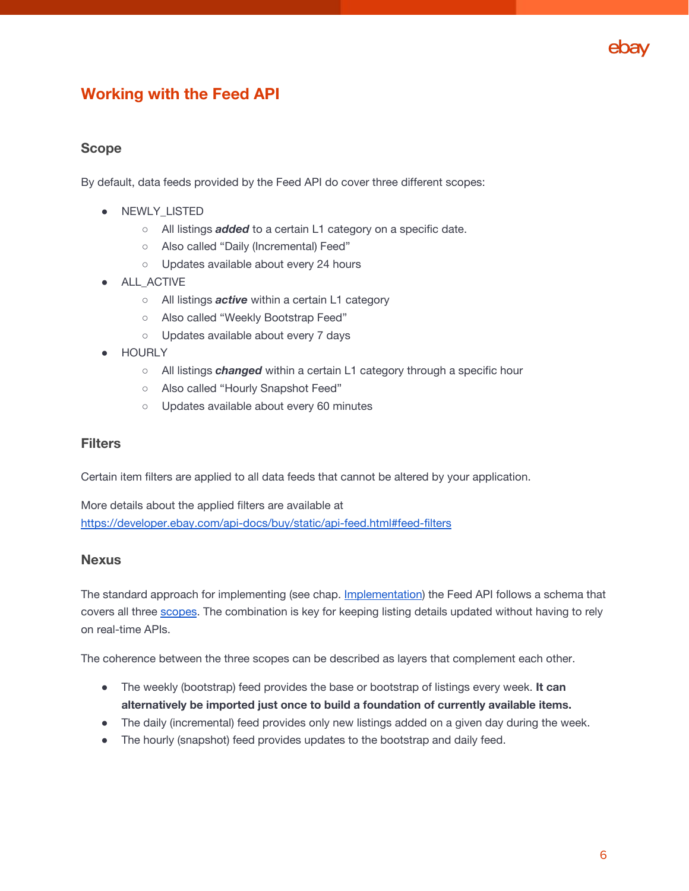## Working with the Feed API

### Scope

By default, data feeds provided by the Feed API do cover three different scopes:

- NEWLY_LISTED
  - All listings ***added*** to a certain L1 category on a specific date.
  - Also called “Daily (Incremental) Feed”
  - Updates available about every 24 hours
- ALL_ACTIVE
  - All listings ***active*** within a certain L1 category
  - Also called “Weekly Bootstrap Feed”
  - Updates available about every 7 days
- HOURLY
  - All listings ***changed*** within a certain L1 category through a specific hour
  - Also called “Hourly Snapshot Feed”
  - Updates available about every 60 minutes

### Filters

Certain item filters are applied to all data feeds that cannot be altered by your application.

More details about the applied filters are available at
[https://developer.ebay.com/api-docs/buy/static/api-feed.html#feed-filters](https://developer.ebay.com/api-docs/buy/static/api-feed.html#feed-filters)

### Nexus

The standard approach for implementing (see chap. Implementation) the Feed API follows a schema that covers all three scopes. The combination is key for keeping listing details updated without having to rely on real-time APIs.

The coherence between the three scopes can be described as layers that complement each other.

- The weekly (bootstrap) feed provides the base or bootstrap of listings every week. **It can alternatively be imported just once to build a foundation of currently available items.**
- The daily (incremental) feed provides only new listings added on a given day during the week.
- The hourly (snapshot) feed provides updates to the bootstrap and daily feed.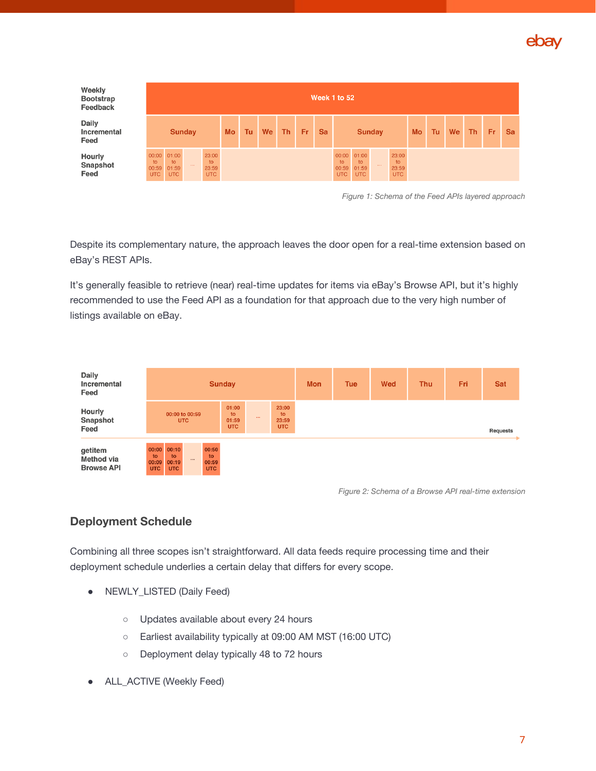| Weekly Bootstrap Feedback | Week 1 to 52 | | | | | | | | | | | | | |
|---|---|---|---|---|---|---|---|---|---|---|---|---|---|---|
| Daily Incremental Feed | Sunday | Mo | Tu | We | Th | Fr | Sa | Sunday | Mo | Tu | We | Th | Fr | Sa |
| Hourly Snapshot Feed | 00:00 to 00:59 UTC, 01:00 to 01:59 UTC, ..., 23:00 to 23:59 UTC | | | | | | | 00:00 to 00:59 UTC, 01:00 to 01:59 UTC, ..., 23:00 to 23:59 UTC | | | | | | |

*Figure 1: Schema of the Feed APIs layered approach*

Despite its complementary nature, the approach leaves the door open for a real-time extension based on eBay's REST APIs.

It's generally feasible to retrieve (near) real-time updates for items via eBay's Browse API, but it's highly recommended to use the Feed API as a foundation for that approach due to the very high number of listings available on eBay.

| Daily Incremental Feed | Sunday | | | | Mon | Tue | Wed | Thu | Fri | Sat |
|---|---|---|---|---|---|---|---|---|---|---|
| Hourly Snapshot Feed | 00:00 to 00:59 UTC | 01:00 to 01:59 UTC | ... | 23:00 to 23:59 UTC | | | | | | Requests |
| getitem Method via Browse API | 00:00 to 00:09 UTC, 00:10 to 00:19 UTC, ..., 00:50 to 00:59 UTC | | | | | | | | | |

*Figure 2: Schema of a Browse API real-time extension*

## Deployment Schedule

Combining all three scopes isn't straightforward. All data feeds require processing time and their deployment schedule underlies a certain delay that differs for every scope.

- NEWLY_LISTED (Daily Feed)
  - Updates available about every 24 hours
  - Earliest availability typically at 09:00 AM MST (16:00 UTC)
  - Deployment delay typically 48 to 72 hours
- ALL_ACTIVE (Weekly Feed)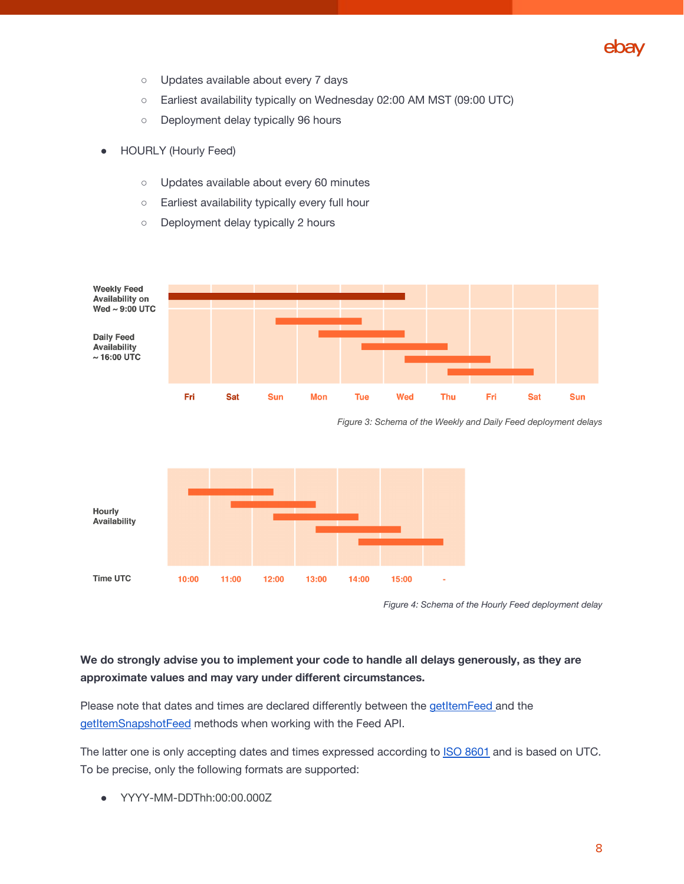- Updates available about every 7 days
    - Earliest availability typically on Wednesday 02:00 AM MST (09:00 UTC)
    - Deployment delay typically 96 hours

- HOURLY (Hourly Feed)
    - Updates available about every 60 minutes
    - Earliest availability typically every full hour
    - Deployment delay typically 2 hours

*Figure 3: Schema of the Weekly and Daily Feed deployment delays*

*Figure 4: Schema of the Hourly Feed deployment delay*

**We do strongly advise you to implement your code to handle all delays generously, as they are approximate values and may vary under different circumstances.**

Please note that dates and times are declared differently between the getItemFeed and the getItemSnapshotFeed methods when working with the Feed API.

The latter one is only accepting dates and times expressed according to ISO 8601 and is based on UTC. To be precise, only the following formats are supported:

- YYYY-MM-DDThh:00:00.000Z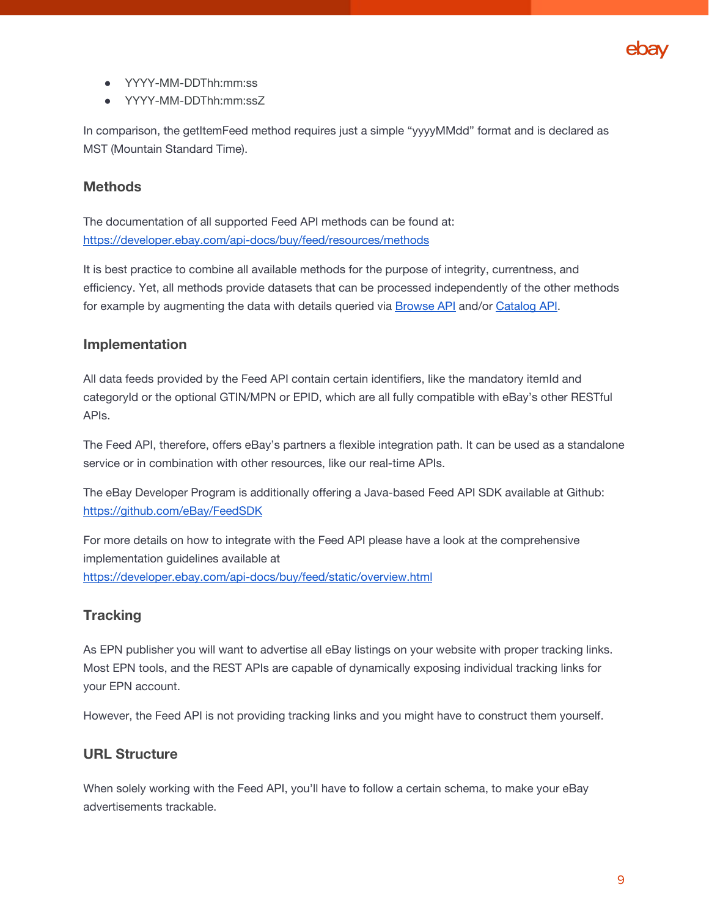- YYYY-MM-DDThh:mm:ss
- YYYY-MM-DDThh:mm:ssZ

In comparison, the getItemFeed method requires just a simple "yyyyMMdd" format and is declared as MST (Mountain Standard Time).

### Methods

The documentation of all supported Feed API methods can be found at:
https://developer.ebay.com/api-docs/buy/feed/resources/methods

It is best practice to combine all available methods for the purpose of integrity, currentness, and efficiency. Yet, all methods provide datasets that can be processed independently of the other methods for example by augmenting the data with details queried via Browse API and/or Catalog API.

### Implementation

All data feeds provided by the Feed API contain certain identifiers, like the mandatory itemId and categoryId or the optional GTIN/MPN or EPID, which are all fully compatible with eBay's other RESTful APIs.

The Feed API, therefore, offers eBay's partners a flexible integration path. It can be used as a standalone service or in combination with other resources, like our real-time APIs.

The eBay Developer Program is additionally offering a Java-based Feed API SDK available at Github:
https://github.com/eBay/FeedSDK

For more details on how to integrate with the Feed API please have a look at the comprehensive implementation guidelines available at
https://developer.ebay.com/api-docs/buy/feed/static/overview.html

### Tracking

As EPN publisher you will want to advertise all eBay listings on your website with proper tracking links. Most EPN tools, and the REST APIs are capable of dynamically exposing individual tracking links for your EPN account.

However, the Feed API is not providing tracking links and you might have to construct them yourself.

### URL Structure

When solely working with the Feed API, you'll have to follow a certain schema, to make your eBay advertisements trackable.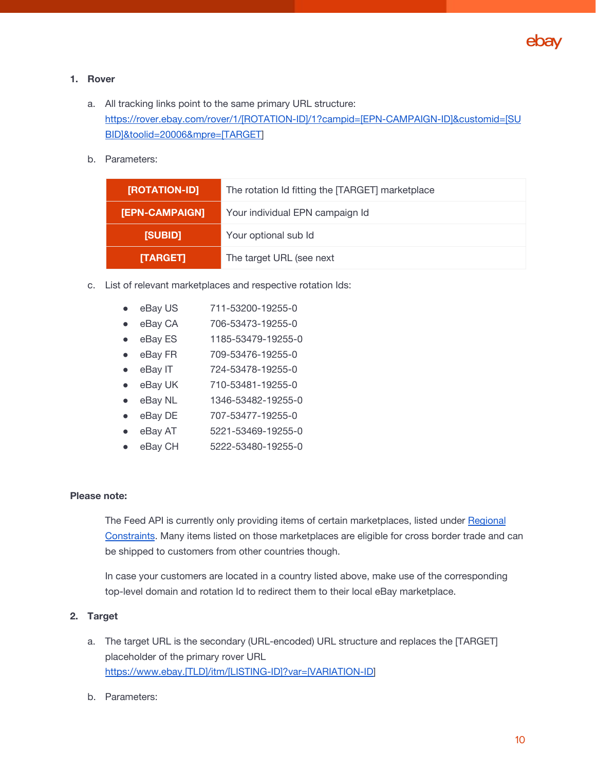1. **Rover**

   a. All tracking links point to the same primary URL structure: https://rover.ebay.com/rover/1/[ROTATION-ID]/1?campid=[EPN-CAMPAIGN-ID]&customid=[SUBID]&toolid=20006&mpre=[TARGET]

   b. Parameters:

| | |
|---|---|
| **[ROTATION-ID]** | The rotation Id fitting the [TARGET] marketplace |
| **[EPN-CAMPAIGN]** | Your individual EPN campaign Id |
| **[SUBID]** | Your optional sub Id |
| **[TARGET]** | The target URL (see next |

   c. List of relevant marketplaces and respective rotation Ids:

   - eBay US 711-53200-19255-0
   - eBay CA 706-53473-19255-0
   - eBay ES 1185-53479-19255-0
   - eBay FR 709-53476-19255-0
   - eBay IT 724-53478-19255-0
   - eBay UK 710-53481-19255-0
   - eBay NL 1346-53482-19255-0
   - eBay DE 707-53477-19255-0
   - eBay AT 5221-53469-19255-0
   - eBay CH 5222-53480-19255-0

**Please note:**

The Feed API is currently only providing items of certain marketplaces, listed under Regional Constraints. Many items listed on those marketplaces are eligible for cross border trade and can be shipped to customers from other countries though.

In case your customers are located in a country listed above, make use of the corresponding top-level domain and rotation Id to redirect them to their local eBay marketplace.

2. **Target**

   a. The target URL is the secondary (URL-encoded) URL structure and replaces the [TARGET] placeholder of the primary rover URL https://www.ebay.[TLD]/itm/[LISTING-ID]?var=[VARIATION-ID]

   b. Parameters: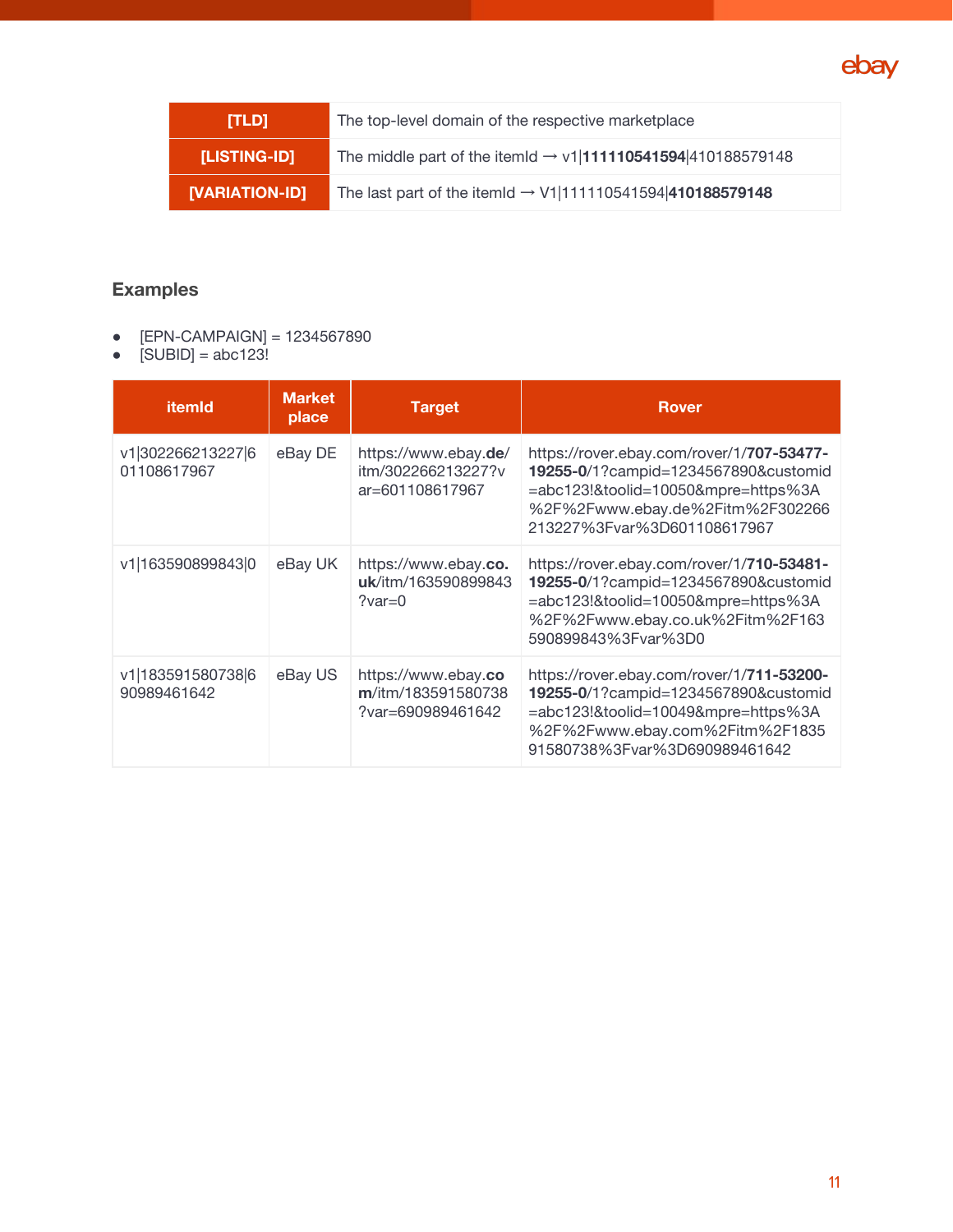| | |
|---|---|
| **[TLD]** | The top-level domain of the respective marketplace |
| **[LISTING-ID]** | The middle part of the itemId → v1\|**111110541594**\|410188579148 |
| **[VARIATION-ID]** | The last part of the itemId → V1\|111110541594\|**410188579148** |

### Examples

- [EPN-CAMPAIGN] = 1234567890
- [SUBID] = abc123!

| itemId | Market place | Target | Rover |
|---|---|---|---|
| v1\|302266213227\|601108617967 | eBay DE | https://www.ebay.**de**/itm/302266213227?var=601108617967 | https://rover.ebay.com/rover/1/**707-53477-19255-0**/1?campid=1234567890&customid=abc123!&toolid=10050&mpre=https%3A%2F%2Fwww.ebay.de%2Fitm%2F302266213227%3Fvar%3D601108617967 |
| v1\|163590899843\|0 | eBay UK | https://www.ebay.**co.uk**/itm/163590899843?var=0 | https://rover.ebay.com/rover/1/**710-53481-19255-0**/1?campid=1234567890&customid=abc123!&toolid=10050&mpre=https%3A%2F%2Fwww.ebay.co.uk%2Fitm%2F163590899843%3Fvar%3D0 |
| v1\|183591580738\|690989461642 | eBay US | https://www.ebay.**com**/itm/183591580738?var=690989461642 | https://rover.ebay.com/rover/1/**711-53200-19255-0**/1?campid=1234567890&customid=abc123!&toolid=10049&mpre=https%3A%2F%2Fwww.ebay.com%2Fitm%2F183591580738%3Fvar%3D690989461642 |